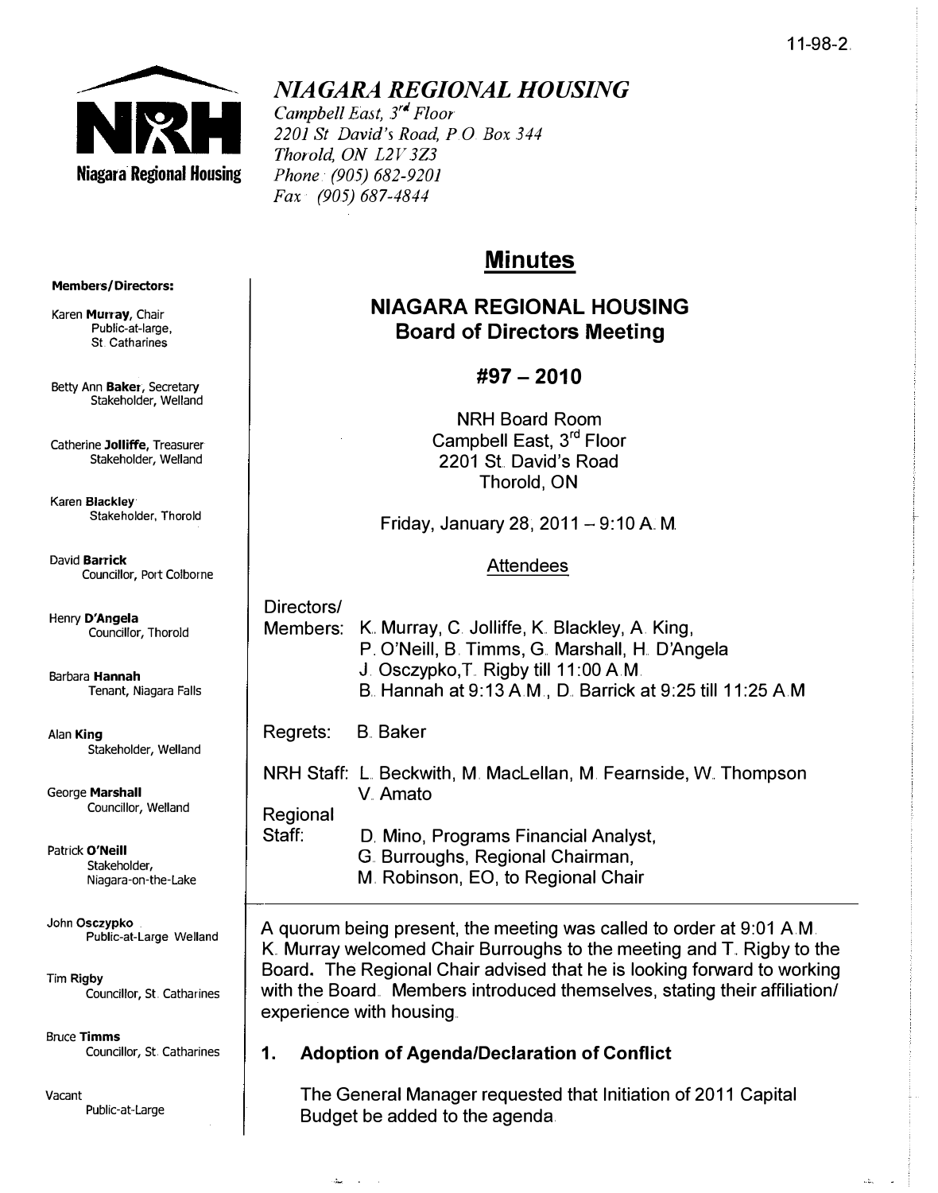11-98-2

# *NIAGARA REGIONAL HOUSING*

*Campbell East, 3rd Floor*
*2201 St David's Road, P.O. Box 344*
*Thorold, ON L2V 3Z3*
*Phone: (905) 682-9201*
*Fax: (905) 687-4844*

**Members/Directors:**

Karen **Murray**, Chair
Public-at-large, St. Catharines

Betty Ann **Baker**, Secretary
Stakeholder, Welland

Catherine **Jolliffe**, Treasurer
Stakeholder, Welland

Karen **Blackley**
Stakeholder, Thorold

David **Barrick**
Councillor, Port Colborne

Henry **D'Angela**
Councillor, Thorold

Barbara **Hannah**
Tenant, Niagara Falls

Alan **King**
Stakeholder, Welland

George **Marshall**
Councillor, Welland

Patrick **O'Neill**
Stakeholder, Niagara-on-the-Lake

John **Osczypko**
Public-at-Large Welland

Tim **Rigby**
Councillor, St. Catharines

Bruce **Timms**
Councillor, St. Catharines

Vacant
Public-at-Large

# Minutes

## NIAGARA REGIONAL HOUSING Board of Directors Meeting

## #97 – 2010

NRH Board Room
Campbell East, 3rd Floor
2201 St. David's Road
Thorold, ON

Friday, January 28, 2011 – 9:10 A.M.

Attendees

Directors/
Members: K. Murray, C. Jolliffe, K. Blackley, A. King, P. O'Neill, B. Timms, G. Marshall, H. D'Angela
J. Osczypko, T. Rigby till 11:00 A.M.
B. Hannah at 9:13 A.M., D. Barrick at 9:25 till 11:25 A.M

Regrets: B. Baker

NRH Staff: L. Beckwith, M. MacLellan, M. Fearnside, W. Thompson
V. Amato

Regional
Staff: D. Mino, Programs Financial Analyst,
G. Burroughs, Regional Chairman,
M. Robinson, EO, to Regional Chair

A quorum being present, the meeting was called to order at 9:01 A.M. K. Murray welcomed Chair Burroughs to the meeting and T. Rigby to the Board. The Regional Chair advised that he is looking forward to working with the Board. Members introduced themselves, stating their affiliation/ experience with housing.

### 1. Adoption of Agenda/Declaration of Conflict

The General Manager requested that Initiation of 2011 Capital Budget be added to the agenda.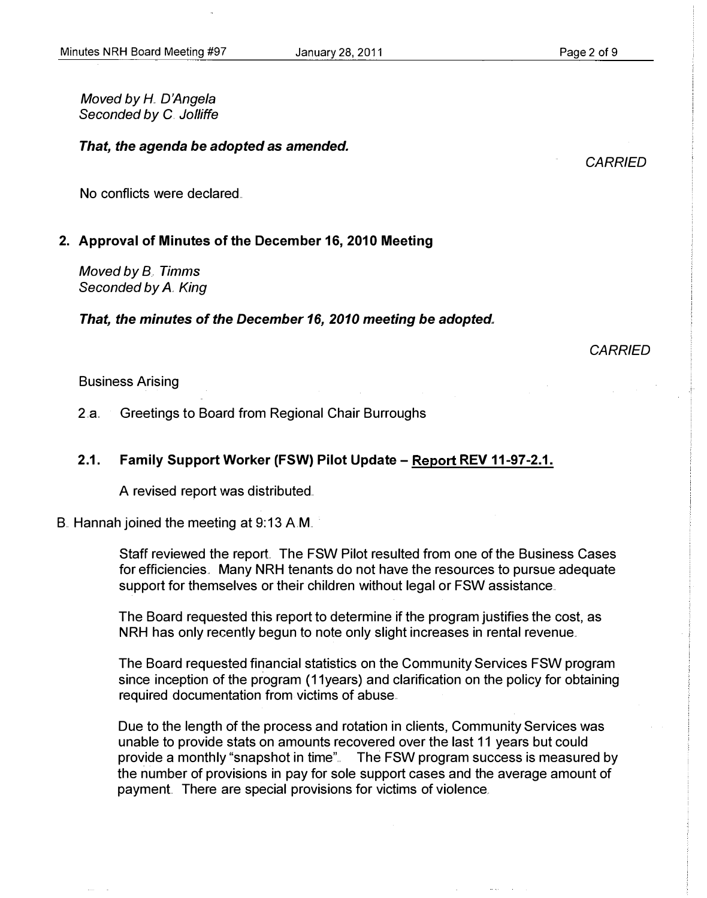*Moved by H. D'Angela*
*Seconded by C. Jolliffe*

***That, the agenda be adopted as amended.***

*CARRIED*

No conflicts were declared.

## 2. Approval of Minutes of the December 16, 2010 Meeting

*Moved by B. Timms*
*Seconded by A. King*

***That, the minutes of the December 16, 2010 meeting be adopted.***

*CARRIED*

Business Arising

2.a. Greetings to Board from Regional Chair Burroughs

### 2.1. Family Support Worker (FSW) Pilot Update – Report REV 11-97-2.1.

A revised report was distributed.

B. Hannah joined the meeting at 9:13 A.M.

Staff reviewed the report. The FSW Pilot resulted from one of the Business Cases for efficiencies. Many NRH tenants do not have the resources to pursue adequate support for themselves or their children without legal or FSW assistance.

The Board requested this report to determine if the program justifies the cost, as NRH has only recently begun to note only slight increases in rental revenue.

The Board requested financial statistics on the Community Services FSW program since inception of the program (11years) and clarification on the policy for obtaining required documentation from victims of abuse.

Due to the length of the process and rotation in clients, Community Services was unable to provide stats on amounts recovered over the last 11 years but could provide a monthly "snapshot in time". The FSW program success is measured by the number of provisions in pay for sole support cases and the average amount of payment. There are special provisions for victims of violence.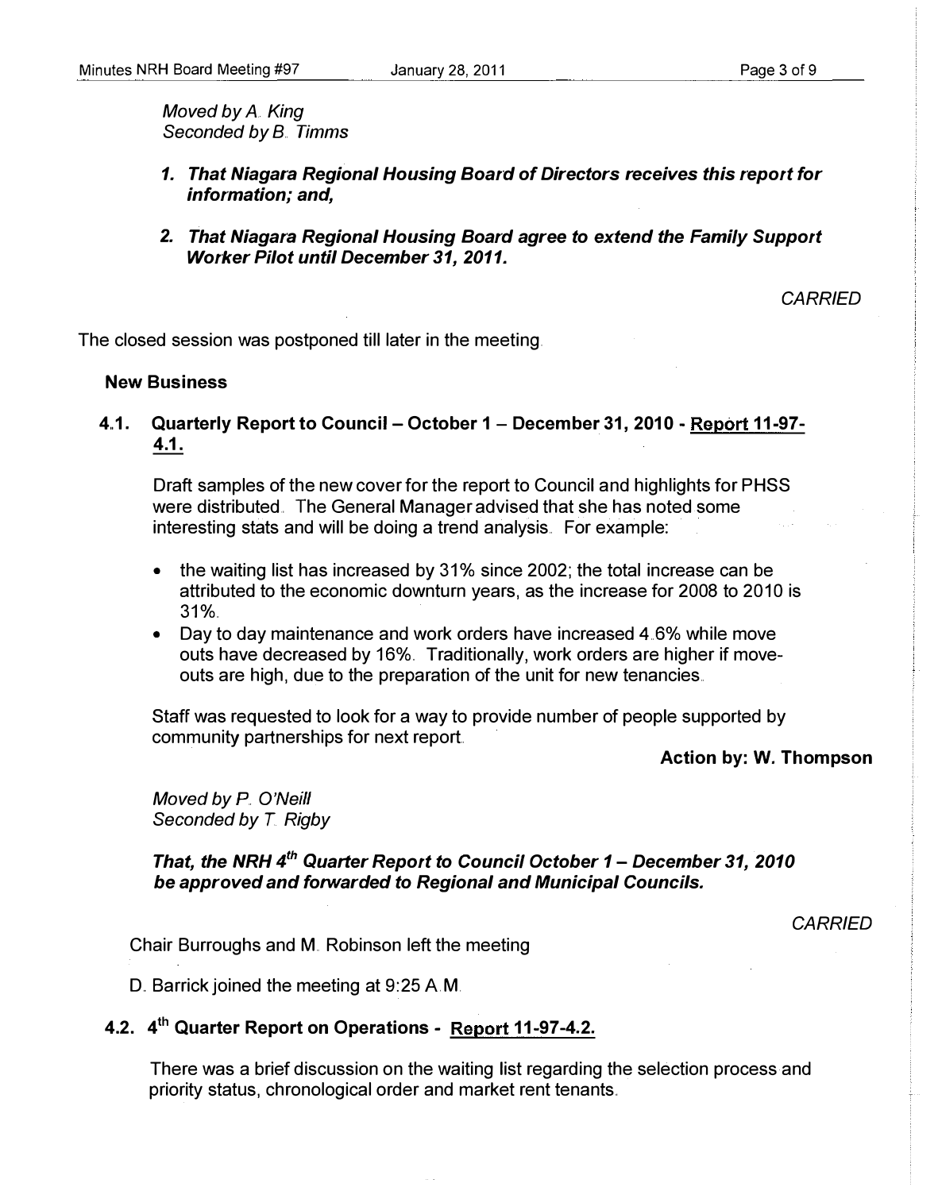*Moved by A. King*
*Seconded by B. Timms*

1. ***That Niagara Regional Housing Board of Directors receives this report for information; and,***

2. ***That Niagara Regional Housing Board agree to extend the Family Support Worker Pilot until December 31, 2011.***

*CARRIED*

The closed session was postponed till later in the meeting.

**New Business**

**4.1. Quarterly Report to Council – October 1 – December 31, 2010 - Report 11-97-4.1.**

Draft samples of the new cover for the report to Council and highlights for PHSS were distributed. The General Manager advised that she has noted some interesting stats and will be doing a trend analysis. For example:

- the waiting list has increased by 31% since 2002; the total increase can be attributed to the economic downturn years, as the increase for 2008 to 2010 is 31%.
- Day to day maintenance and work orders have increased 4.6% while move outs have decreased by 16%. Traditionally, work orders are higher if move-outs are high, due to the preparation of the unit for new tenancies.

Staff was requested to look for a way to provide number of people supported by community partnerships for next report.

**Action by: W. Thompson**

*Moved by P. O'Neill*
*Seconded by T. Rigby*

***That, the NRH 4th Quarter Report to Council October 1 – December 31, 2010 be approved and forwarded to Regional and Municipal Councils.***

*CARRIED*

Chair Burroughs and M. Robinson left the meeting

D. Barrick joined the meeting at 9:25 A.M.

**4.2. 4th Quarter Report on Operations - Report 11-97-4.2.**

There was a brief discussion on the waiting list regarding the selection process and priority status, chronological order and market rent tenants.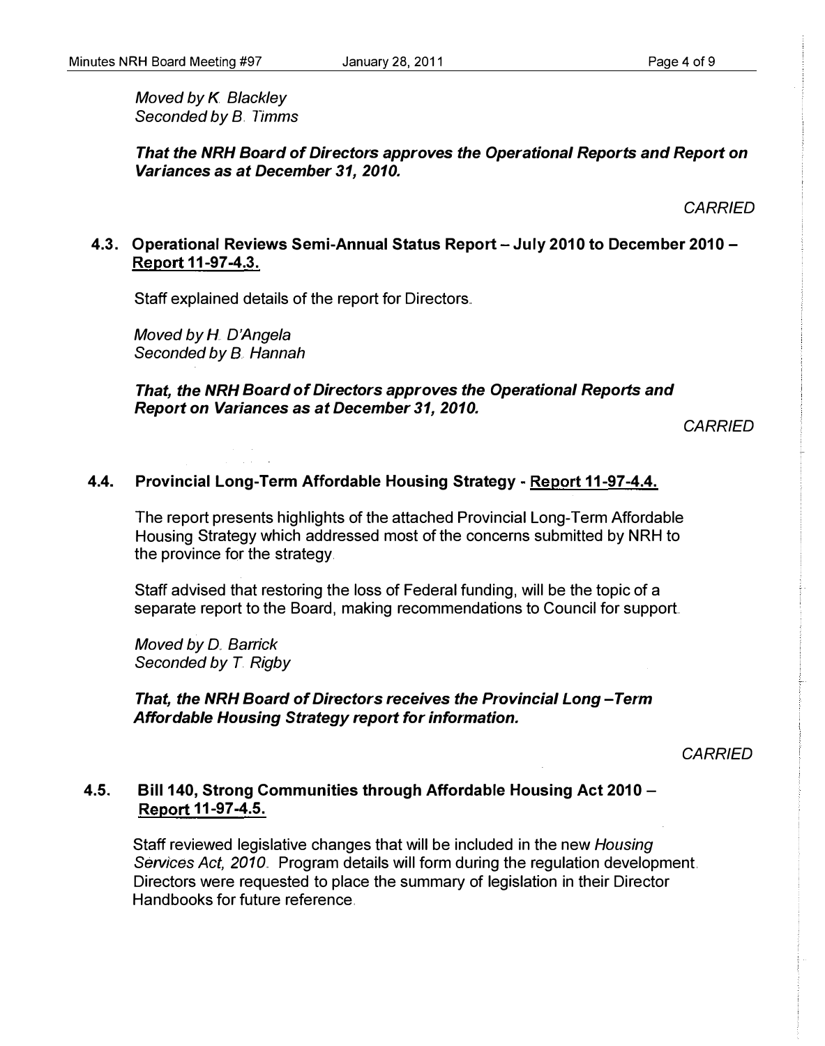*Moved by K. Blackley*
*Seconded by B. Timms*

***That the NRH Board of Directors approves the Operational Reports and Report on Variances as at December 31, 2010.***

*CARRIED*

### 4.3. Operational Reviews Semi-Annual Status Report – July 2010 to December 2010 – <u>Report 11-97-4.3.</u>

Staff explained details of the report for Directors.

*Moved by H. D'Angela*
*Seconded by B. Hannah*

***That, the NRH Board of Directors approves the Operational Reports and Report on Variances as at December 31, 2010.***

*CARRIED*

### 4.4. Provincial Long-Term Affordable Housing Strategy - <u>Report 11-97-4.4.</u>

The report presents highlights of the attached Provincial Long-Term Affordable Housing Strategy which addressed most of the concerns submitted by NRH to the province for the strategy.

Staff advised that restoring the loss of Federal funding, will be the topic of a separate report to the Board, making recommendations to Council for support.

*Moved by D. Barrick*
*Seconded by T. Rigby*

***That, the NRH Board of Directors receives the Provincial Long –Term Affordable Housing Strategy report for information.***

*CARRIED*

### 4.5. Bill 140, Strong Communities through Affordable Housing Act 2010 – <u>Report 11-97-4.5.</u>

Staff reviewed legislative changes that will be included in the new *Housing Services Act, 2010*. Program details will form during the regulation development. Directors were requested to place the summary of legislation in their Director Handbooks for future reference.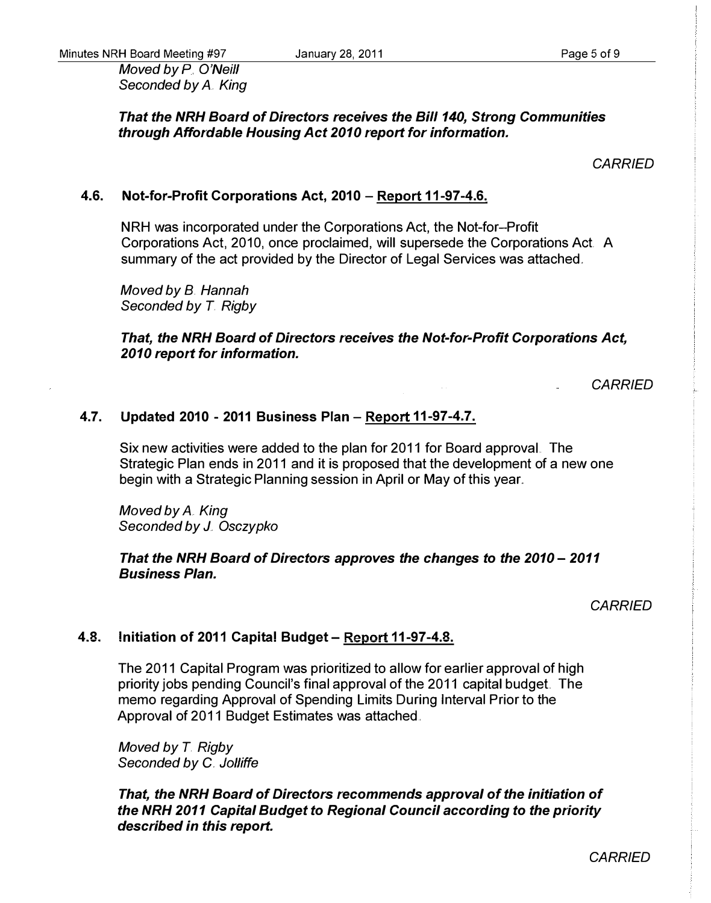*Moved by P. O'Neill*
*Seconded by A. King*

***That the NRH Board of Directors receives the Bill 140, Strong Communities through Affordable Housing Act 2010 report for information.***

*CARRIED*

### 4.6. Not-for-Profit Corporations Act, 2010 – Report 11-97-4.6.

NRH was incorporated under the Corporations Act, the Not-for–Profit Corporations Act, 2010, once proclaimed, will supersede the Corporations Act. A summary of the act provided by the Director of Legal Services was attached.

*Moved by B. Hannah*
*Seconded by T. Rigby*

***That, the NRH Board of Directors receives the Not-for-Profit Corporations Act, 2010 report for information.***

*CARRIED*

### 4.7. Updated 2010 - 2011 Business Plan – Report 11-97-4.7.

Six new activities were added to the plan for 2011 for Board approval. The Strategic Plan ends in 2011 and it is proposed that the development of a new one begin with a Strategic Planning session in April or May of this year.

*Moved by A. King*
*Seconded by J. Osczypko*

***That the NRH Board of Directors approves the changes to the 2010 – 2011 Business Plan.***

*CARRIED*

### 4.8. Initiation of 2011 Capital Budget – Report 11-97-4.8.

The 2011 Capital Program was prioritized to allow for earlier approval of high priority jobs pending Council's final approval of the 2011 capital budget. The memo regarding Approval of Spending Limits During Interval Prior to the Approval of 2011 Budget Estimates was attached.

*Moved by T. Rigby*
*Seconded by C. Jolliffe*

***That, the NRH Board of Directors recommends approval of the initiation of the NRH 2011 Capital Budget to Regional Council according to the priority described in this report.***

*CARRIED*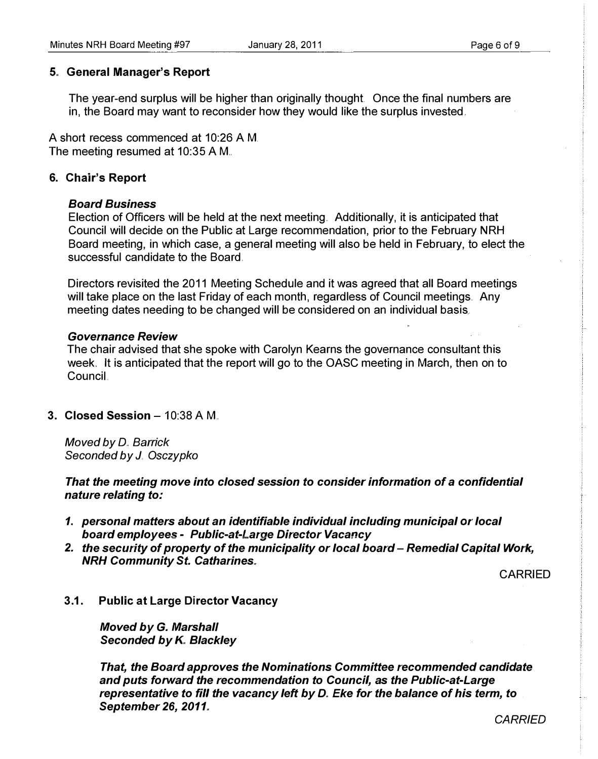## 5. General Manager's Report

The year-end surplus will be higher than originally thought. Once the final numbers are in, the Board may want to reconsider how they would like the surplus invested.

A short recess commenced at 10:26 A.M.
The meeting resumed at 10:35 A.M.

## 6. Chair's Report

### *Board Business*

Election of Officers will be held at the next meeting. Additionally, it is anticipated that Council will decide on the Public at Large recommendation, prior to the February NRH Board meeting, in which case, a general meeting will also be held in February, to elect the successful candidate to the Board.

Directors revisited the 2011 Meeting Schedule and it was agreed that all Board meetings will take place on the last Friday of each month, regardless of Council meetings. Any meeting dates needing to be changed will be considered on an individual basis.

### *Governance Review*

The chair advised that she spoke with Carolyn Kearns the governance consultant this week. It is anticipated that the report will go to the OASC meeting in March, then on to Council.

## 3. Closed Session – 10:38 A.M.

*Moved by D. Barrick*
*Seconded by J. Osczypko*

***That the meeting move into closed session to consider information of a confidential nature relating to:***

1. ***personal matters about an identifiable individual including municipal or local board employees - Public-at-Large Director Vacancy***
2. ***the security of property of the municipality or local board – Remedial Capital Work, NRH Community St. Catharines.***

CARRIED

### 3.1. Public at Large Director Vacancy

***Moved by G. Marshall***
***Seconded by K. Blackley***

***That, the Board approves the Nominations Committee recommended candidate and puts forward the recommendation to Council, as the Public-at-Large representative to fill the vacancy left by D. Eke for the balance of his term, to September 26, 2011.***

*CARRIED*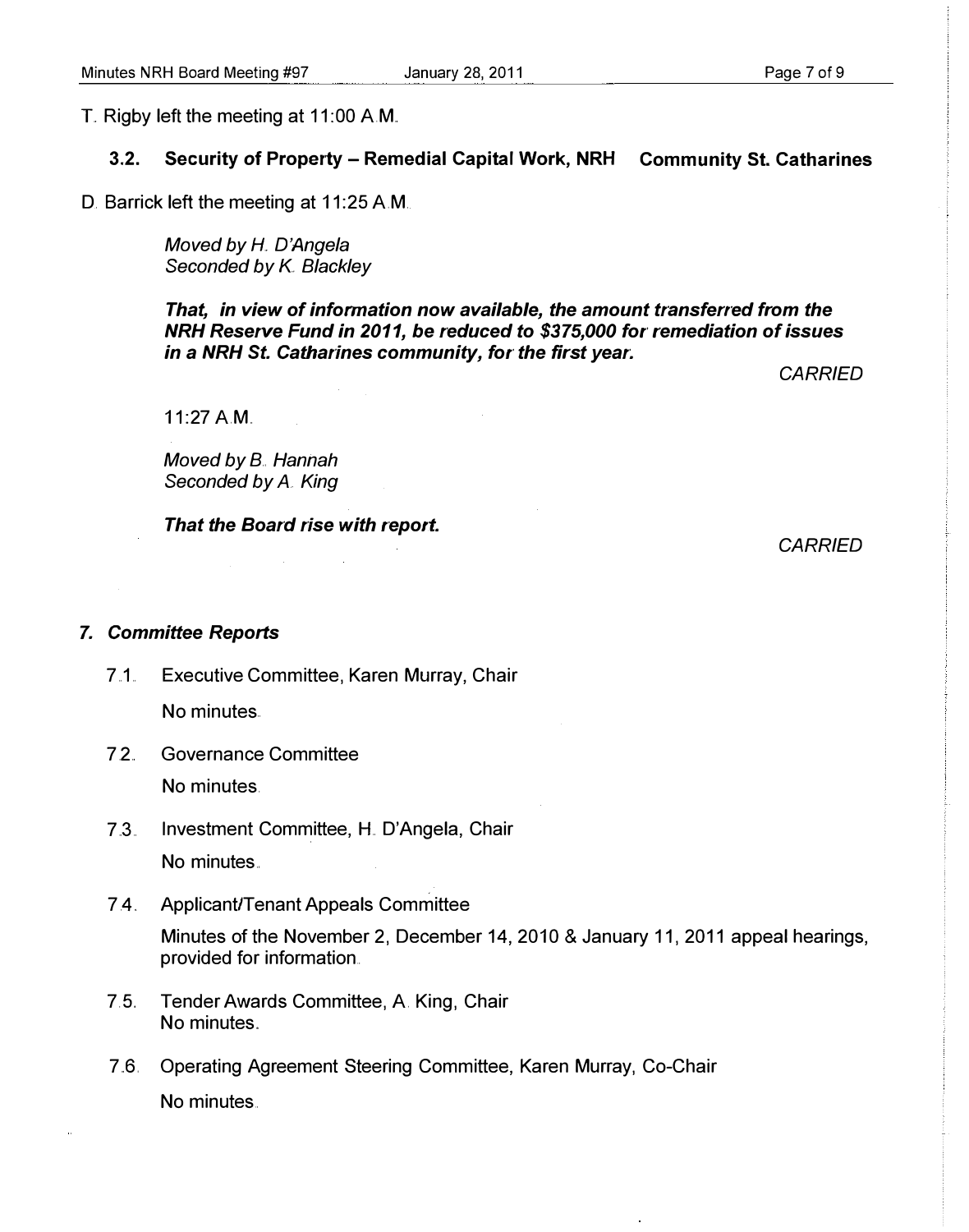T. Rigby left the meeting at 11:00 A.M.

### 3.2. Security of Property – Remedial Capital Work, NRH Community St. Catharines

D. Barrick left the meeting at 11:25 A.M.

*Moved by H. D'Angela*
*Seconded by K. Blackley*

***That, in view of information now available, the amount transferred from the NRH Reserve Fund in 2011, be reduced to $375,000 for remediation of issues in a NRH St. Catharines community, for the first year.***

*CARRIED*

11:27 A.M.

*Moved by B. Hannah*
*Seconded by A. King*

***That the Board rise with report.***

*CARRIED*

## *7. Committee Reports*

7.1. Executive Committee, Karen Murray, Chair

No minutes.

7.2. Governance Committee

No minutes.

7.3. Investment Committee, H. D'Angela, Chair

No minutes.

7.4. Applicant/Tenant Appeals Committee

Minutes of the November 2, December 14, 2010 & January 11, 2011 appeal hearings, provided for information.

7.5. Tender Awards Committee, A. King, Chair
No minutes.

7.6. Operating Agreement Steering Committee, Karen Murray, Co-Chair

No minutes.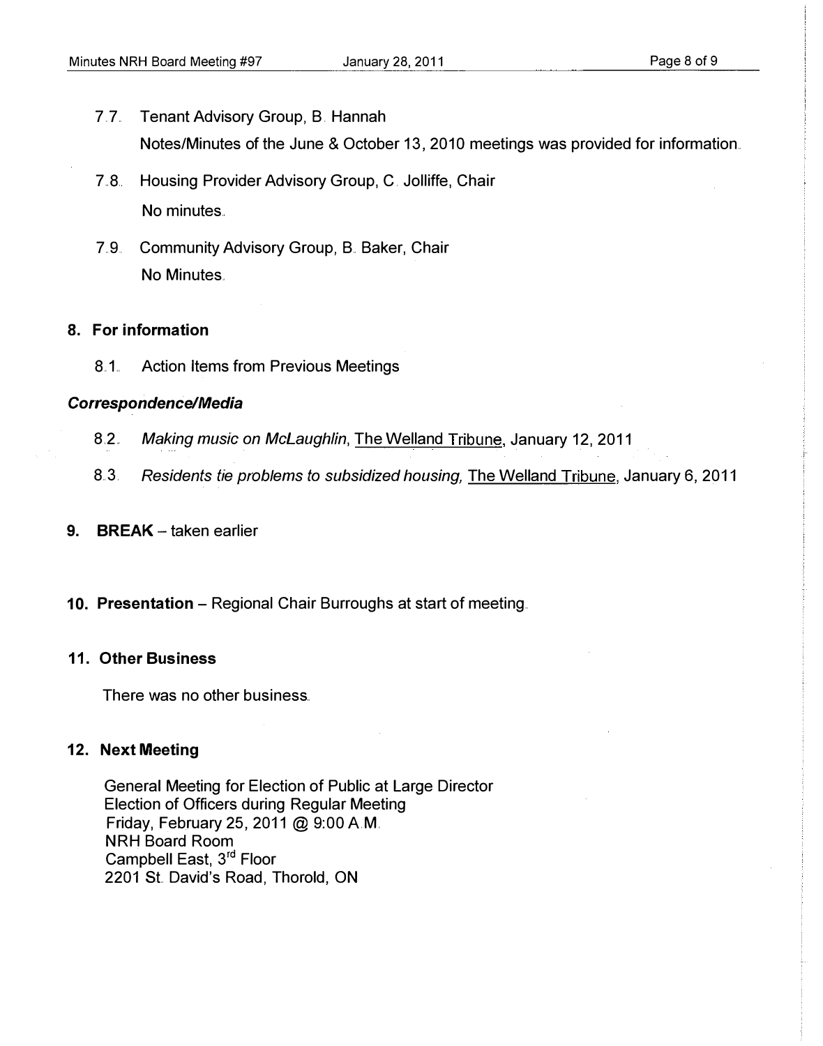7.7. Tenant Advisory Group, B. Hannah

Notes/Minutes of the June & October 13, 2010 meetings was provided for information.

7.8. Housing Provider Advisory Group, C. Jolliffe, Chair

No minutes.

7.9. Community Advisory Group, B. Baker, Chair

No Minutes.

## 8. For information

8.1. Action Items from Previous Meetings

***Correspondence/Media***

8.2. *Making music on McLaughlin*, The Welland Tribune, January 12, 2011

8.3. *Residents tie problems to subsidized housing,* The Welland Tribune, January 6, 2011

## 9. BREAK – taken earlier

## 10. Presentation – Regional Chair Burroughs at start of meeting.

## 11. Other Business

There was no other business.

## 12. Next Meeting

General Meeting for Election of Public at Large Director
Election of Officers during Regular Meeting
Friday, February 25, 2011 @ 9:00 A.M.
NRH Board Room
Campbell East, 3rd Floor
2201 St. David's Road, Thorold, ON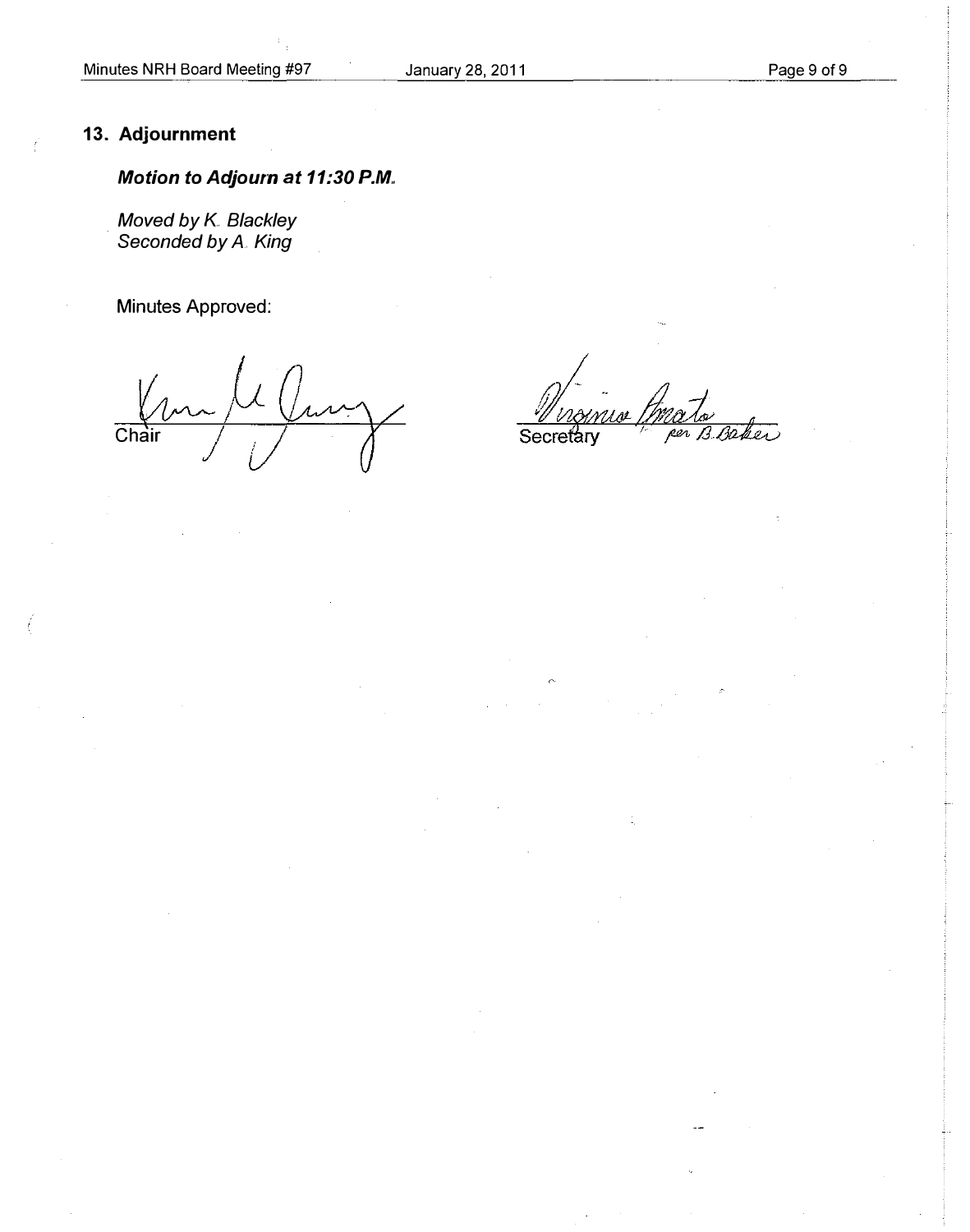## 13. Adjournment

***Motion to Adjourn at 11:30 P.M.***

*Moved by K. Blackley*
*Seconded by A. King*

Minutes Approved:

Chair

Secretary per B. Baker